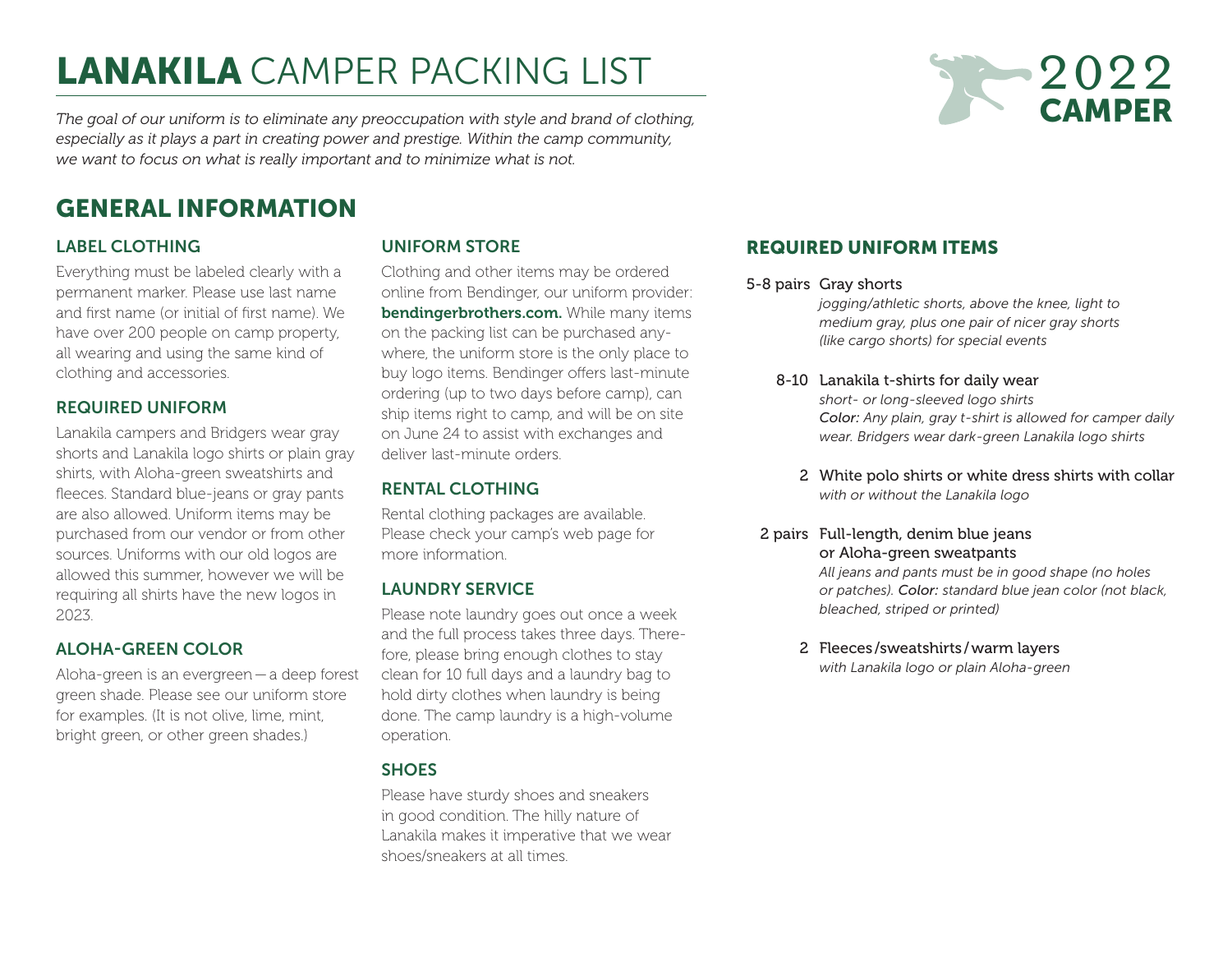# LANAKILA CAMPER PACKING LIST

2022 CAMPER

*The goal of our uniform is to eliminate any preoccupation with style and brand of clothing, especially as it plays a part in creating power and prestige. Within the camp community, we want to focus on what is really important and to minimize what is not.*

## GENERAL INFORMATION

### LABEL CLOTHING

Everything must be labeled clearly with a permanent marker. Please use last name and first name (or initial of first name). We have over 200 people on camp property, all wearing and using the same kind of clothing and accessories.

### REQUIRED UNIFORM

Lanakila campers and Bridgers wear gray shorts and Lanakila logo shirts or plain gray shirts, with Aloha-green sweatshirts and fleeces. Standard blue-jeans or gray pants are also allowed. Uniform items may be purchased from our vendor or from other sources. Uniforms with our old logos are allowed this summer, however we will be requiring all shirts have the new logos in 2023.

### ALOHA-GREEN COLOR

Aloha-green is an evergreen—a deep forest green shade. Please see our uniform store for examples. (It is not olive, lime, mint, bright green, or other green shades.)

### UNIFORM STORE

Clothing and other items may be ordered online from Bendinger, our uniform provider: **bendingerbrothers.com.** While many items on the packing list can be purchased anywhere, the uniform store is the only place to buy logo items. Bendinger offers last-minute ordering (up to two days before camp), can ship items right to camp, and will be on site on June 24 to assist with exchanges and deliver last-minute orders.

### RENTAL CLOTHING

Rental clothing packages are available. Please check your camp's web page for more information.

### LAUNDRY SERVICE

Please note laundry goes out once a week and the full process takes three days. Therefore, please bring enough clothes to stay clean for 10 full days and a laundry bag to hold dirty clothes when laundry is being done. The camp laundry is a high-volume operation.

### SHOES

Please have sturdy shoes and sneakers in good condition. The hilly nature of Lanakila makes it imperative that we wear shoes/sneakers at all times.

## REQUIRED UNIFORM ITEMS

- **5-8 pairs** Gray shorts
  *jogging/athletic shorts, above the knee, light to medium gray, plus one pair of nicer gray shorts (like cargo shorts) for special events*

- **8-10** Lanakila t-shirts for daily wear
  *short- or long-sleeved logo shirts*
  ***Color:** Any plain, gray t-shirt is allowed for camper daily wear. Bridgers wear dark-green Lanakila logo shirts*

- **2** White polo shirts or white dress shirts with collar
  *with or without the Lanakila logo*

- **2 pairs** Full-length, denim blue jeans or Aloha-green sweatpants
  *All jeans and pants must be in good shape (no holes or patches).* ***Color:*** *standard blue jean color (not black, bleached, striped or printed)*

- **2** Fleeces/sweatshirts/warm layers
  *with Lanakila logo or plain Aloha-green*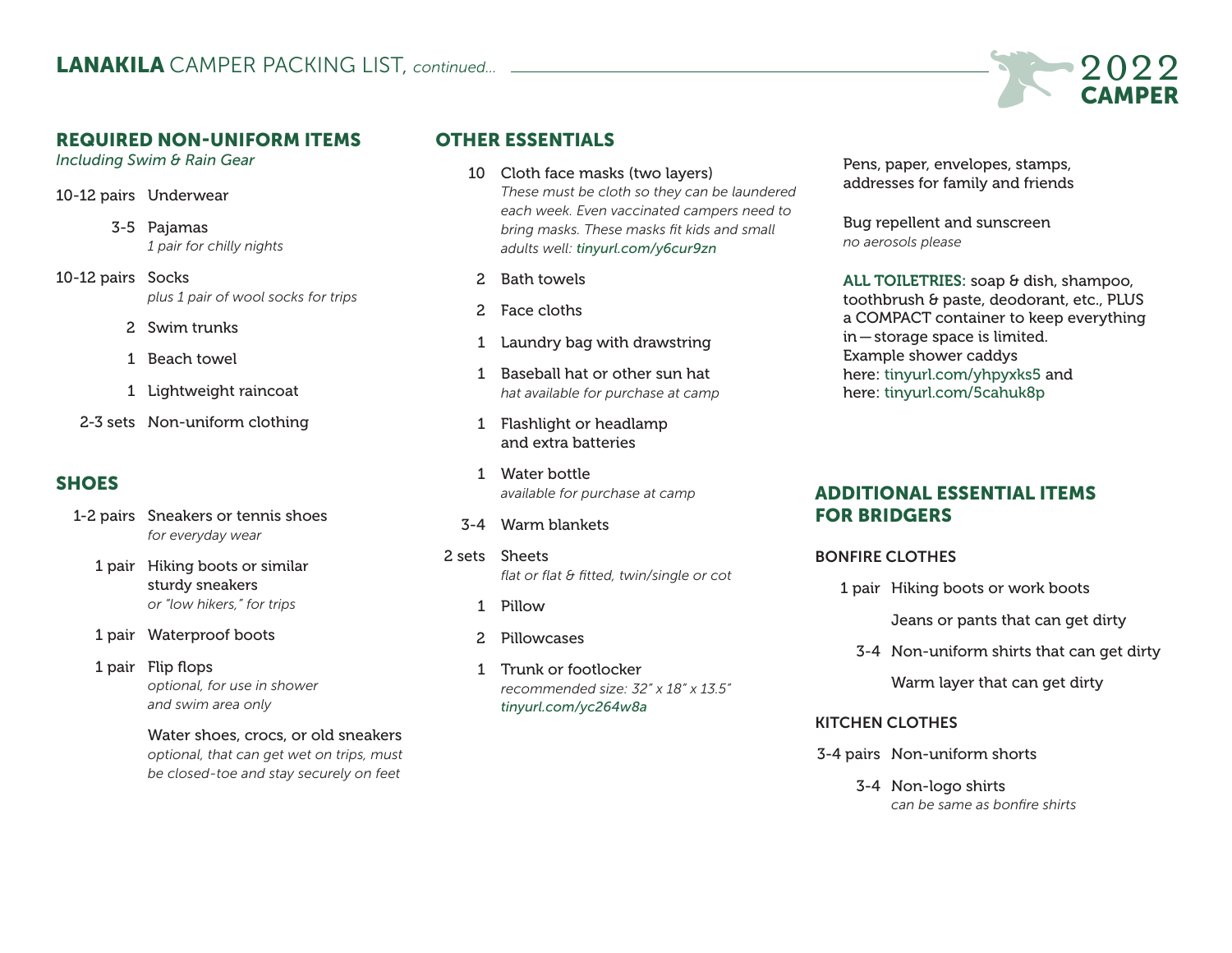# LANAKILA CAMPER PACKING LIST, *continued...*

2022 CAMPER

## REQUIRED NON-UNIFORM ITEMS

*Including Swim & Rain Gear*

- 10-12 pairs Underwear
- 3-5 Pajamas
  *1 pair for chilly nights*
- 10-12 pairs Socks
  *plus 1 pair of wool socks for trips*
- 2 Swim trunks
- 1 Beach towel
- 1 Lightweight raincoat
- 2-3 sets Non-uniform clothing

## SHOES

- 1-2 pairs Sneakers or tennis shoes
  *for everyday wear*
- 1 pair Hiking boots or similar sturdy sneakers
  *or "low hikers," for trips*
- 1 pair Waterproof boots
- 1 pair Flip flops
  *optional, for use in shower and swim area only*
- Water shoes, crocs, or old sneakers
  *optional, that can get wet on trips, must be closed-toe and stay securely on feet*

## OTHER ESSENTIALS

- 10 Cloth face masks (two layers)
  *These must be cloth so they can be laundered each week. Even vaccinated campers need to bring masks. These masks fit kids and small adults well: tinyurl.com/y6cur9zn*
- 2 Bath towels
- 2 Face cloths
- 1 Laundry bag with drawstring
- 1 Baseball hat or other sun hat
  *hat available for purchase at camp*
- 1 Flashlight or headlamp and extra batteries
- 1 Water bottle
  *available for purchase at camp*
- 3-4 Warm blankets
- 2 sets Sheets
  *flat or flat & fitted, twin/single or cot*
- 1 Pillow
- 2 Pillowcases
- 1 Trunk or footlocker
  *recommended size: 32" x 18" x 13.5"*
  *tinyurl.com/yc264w8a*

Pens, paper, envelopes, stamps, addresses for family and friends

Bug repellent and sunscreen
*no aerosols please*

**ALL TOILETRIES:** soap & dish, shampoo, toothbrush & paste, deodorant, etc., PLUS a COMPACT container to keep everything in — storage space is limited. Example shower caddys here: tinyurl.com/yhpyxks5 and here: tinyurl.com/5cahuk8p

## ADDITIONAL ESSENTIAL ITEMS FOR BRIDGERS

### BONFIRE CLOTHES

- 1 pair Hiking boots or work boots
- Jeans or pants that can get dirty
- 3-4 Non-uniform shirts that can get dirty
- Warm layer that can get dirty

### KITCHEN CLOTHES

- 3-4 pairs Non-uniform shorts
- 3-4 Non-logo shirts
  *can be same as bonfire shirts*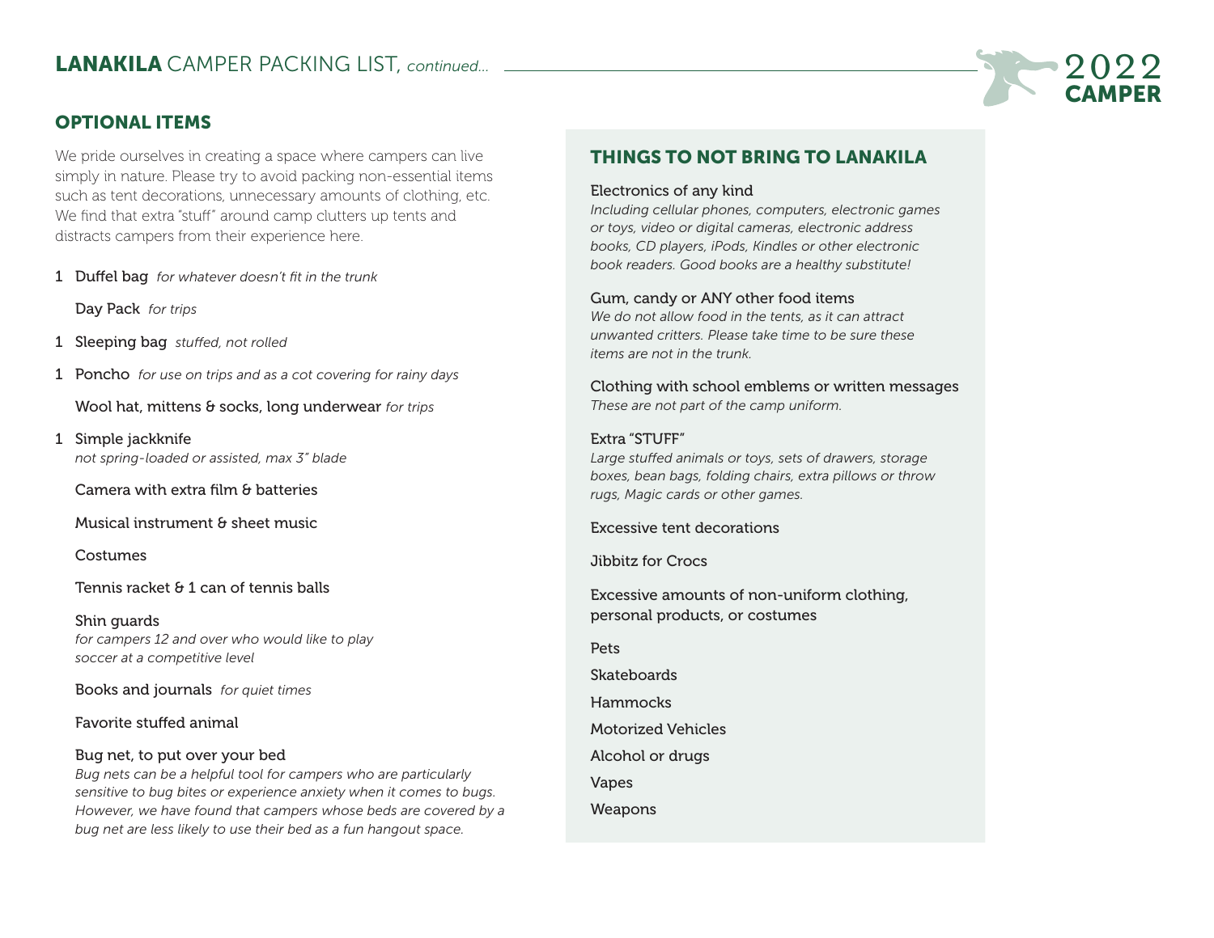# LANAKILA CAMPER PACKING LIST, *continued...*

2022 CAMPER

## OPTIONAL ITEMS

We pride ourselves in creating a space where campers can live simply in nature. Please try to avoid packing non-essential items such as tent decorations, unnecessary amounts of clothing, etc. We find that extra "stuff" around camp clutters up tents and distracts campers from their experience here.

- 1 Duffel bag *for whatever doesn't fit in the trunk*
- Day Pack *for trips*
- 1 Sleeping bag *stuffed, not rolled*
- 1 Poncho *for use on trips and as a cot covering for rainy days*
- Wool hat, mittens & socks, long underwear *for trips*
- 1 Simple jackknife
  *not spring-loaded or assisted, max 3" blade*
- Camera with extra film & batteries
- Musical instrument & sheet music
- Costumes
- Tennis racket & 1 can of tennis balls
- Shin guards
  *for campers 12 and over who would like to play soccer at a competitive level*
- Books and journals *for quiet times*
- Favorite stuffed animal
- Bug net, to put over your bed
  *Bug nets can be a helpful tool for campers who are particularly sensitive to bug bites or experience anxiety when it comes to bugs. However, we have found that campers whose beds are covered by a bug net are less likely to use their bed as a fun hangout space.*

## THINGS TO NOT BRING TO LANAKILA

Electronics of any kind
*Including cellular phones, computers, electronic games or toys, video or digital cameras, electronic address books, CD players, iPods, Kindles or other electronic book readers. Good books are a healthy substitute!*

Gum, candy or ANY other food items
*We do not allow food in the tents, as it can attract unwanted critters. Please take time to be sure these items are not in the trunk.*

Clothing with school emblems or written messages
*These are not part of the camp uniform.*

Extra "STUFF"
*Large stuffed animals or toys, sets of drawers, storage boxes, bean bags, folding chairs, extra pillows or throw rugs, Magic cards or other games.*

Excessive tent decorations

Jibbitz for Crocs

Excessive amounts of non-uniform clothing, personal products, or costumes

Pets

Skateboards

Hammocks

Motorized Vehicles

Alcohol or drugs

Vapes

Weapons